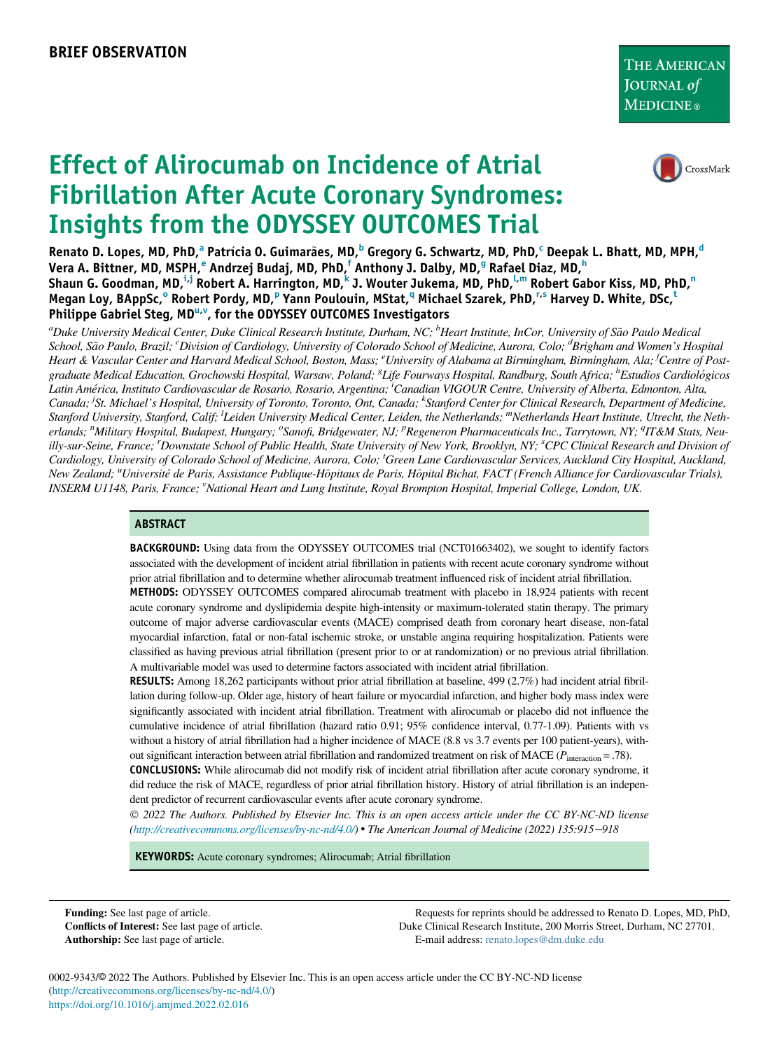BRIEF OBSERVATION

# Effect of Alirocumab on Incidence of Atrial Fibrillation After Acute Coronary Syndromes: Insights from the ODYSSEY OUTCOMES Trial

**Renato D. Lopes, MD, PhD,[a] Patrícia O. Guimarães, MD,[b] Gregory G. Schwartz, MD, PhD,[c] Deepak L. Bhatt, MD, MPH,[d] Vera A. Bittner, MD, MSPH,[e] Andrzej Budaj, MD, PhD,[f] Anthony J. Dalby, MD,[g] Rafael Diaz, MD,[h] Shaun G. Goodman, MD,[i,j] Robert A. Harrington, MD,[k] J. Wouter Jukema, MD, PhD,[l,m] Robert Gabor Kiss, MD, PhD,[n] Megan Loy, BAppSc,[o] Robert Pordy, MD,[p] Yann Poulouin, MStat,[q] Michael Szarek, PhD,[r,s] Harvey D. White, DSc,[t] Philippe Gabriel Steg, MD[u,v], for the ODYSSEY OUTCOMES Investigators**

*[a]Duke University Medical Center, Duke Clinical Research Institute, Durham, NC; [b]Heart Institute, InCor, University of São Paulo Medical School, São Paulo, Brazil; [c]Division of Cardiology, University of Colorado School of Medicine, Aurora, Colo; [d]Brigham and Women's Hospital Heart & Vascular Center and Harvard Medical School, Boston, Mass; [e]University of Alabama at Birmingham, Birmingham, Ala; [f]Centre of Postgraduate Medical Education, Grochowski Hospital, Warsaw, Poland; [g]Life Fourways Hospital, Randburg, South Africa; [h]Estudios Cardiológicos Latin América, Instituto Cardiovascular de Rosario, Rosario, Argentina; [i]Canadian VIGOUR Centre, University of Alberta, Edmonton, Alta, Canada; [j]St. Michael's Hospital, University of Toronto, Toronto, Ont, Canada; [k]Stanford Center for Clinical Research, Department of Medicine, Stanford University, Stanford, Calif; [l]Leiden University Medical Center, Leiden, the Netherlands; [m]Netherlands Heart Institute, Utrecht, the Netherlands; [n]Military Hospital, Budapest, Hungary; [o]Sanofi, Bridgewater, NJ; [p]Regeneron Pharmaceuticals Inc., Tarrytown, NY; [q]IT&M Stats, Neuilly-sur-Seine, France; [r]Downstate School of Public Health, State University of New York, Brooklyn, NY; [s]CPC Clinical Research and Division of Cardiology, University of Colorado School of Medicine, Aurora, Colo; [t]Green Lane Cardiovascular Services, Auckland City Hospital, Auckland, New Zealand; [u]Université de Paris, Assistance Publique-Hôpitaux de Paris, Hôpital Bichat, FACT (French Alliance for Cardiovascular Trials), INSERM U1148, Paris, France; [v]National Heart and Lung Institute, Royal Brompton Hospital, Imperial College, London, UK.*

## ABSTRACT

**BACKGROUND:** Using data from the ODYSSEY OUTCOMES trial (NCT01663402), we sought to identify factors associated with the development of incident atrial fibrillation in patients with recent acute coronary syndrome without prior atrial fibrillation and to determine whether alirocumab treatment influenced risk of incident atrial fibrillation.

**METHODS:** ODYSSEY OUTCOMES compared alirocumab treatment with placebo in 18,924 patients with recent acute coronary syndrome and dyslipidemia despite high-intensity or maximum-tolerated statin therapy. The primary outcome of major adverse cardiovascular events (MACE) comprised death from coronary heart disease, non-fatal myocardial infarction, fatal or non-fatal ischemic stroke, or unstable angina requiring hospitalization. Patients were classified as having previous atrial fibrillation (present prior to or at randomization) or no previous atrial fibrillation. A multivariable model was used to determine factors associated with incident atrial fibrillation.

**RESULTS:** Among 18,262 participants without prior atrial fibrillation at baseline, 499 (2.7%) had incident atrial fibrillation during follow-up. Older age, history of heart failure or myocardial infarction, and higher body mass index were significantly associated with incident atrial fibrillation. Treatment with alirocumab or placebo did not influence the cumulative incidence of atrial fibrillation (hazard ratio 0.91; 95% confidence interval, 0.77-1.09). Patients with vs without a history of atrial fibrillation had a higher incidence of MACE (8.8 vs 3.7 events per 100 patient-years), without significant interaction between atrial fibrillation and randomized treatment on risk of MACE ($P_{\text{interaction}} = .78$).

**CONCLUSIONS:** While alirocumab did not modify risk of incident atrial fibrillation after acute coronary syndrome, it did reduce the risk of MACE, regardless of prior atrial fibrillation history. History of atrial fibrillation is an independent predictor of recurrent cardiovascular events after acute coronary syndrome.

*© 2022 The Authors. Published by Elsevier Inc. This is an open access article under the CC BY-NC-ND license (http://creativecommons.org/licenses/by-nc-nd/4.0/) • The American Journal of Medicine (2022) 135:915−918*

**KEYWORDS:** Acute coronary syndromes; Alirocumab; Atrial fibrillation

**Funding:** See last page of article.
**Conflicts of Interest:** See last page of article.
**Authorship:** See last page of article.

Requests for reprints should be addressed to Renato D. Lopes, MD, PhD, Duke Clinical Research Institute, 200 Morris Street, Durham, NC 27701.
E-mail address: renato.lopes@dm.duke.edu

0002-9343/© 2022 The Authors. Published by Elsevier Inc. This is an open access article under the CC BY-NC-ND license (http://creativecommons.org/licenses/by-nc-nd/4.0/)
https://doi.org/10.1016/j.amjmed.2022.02.016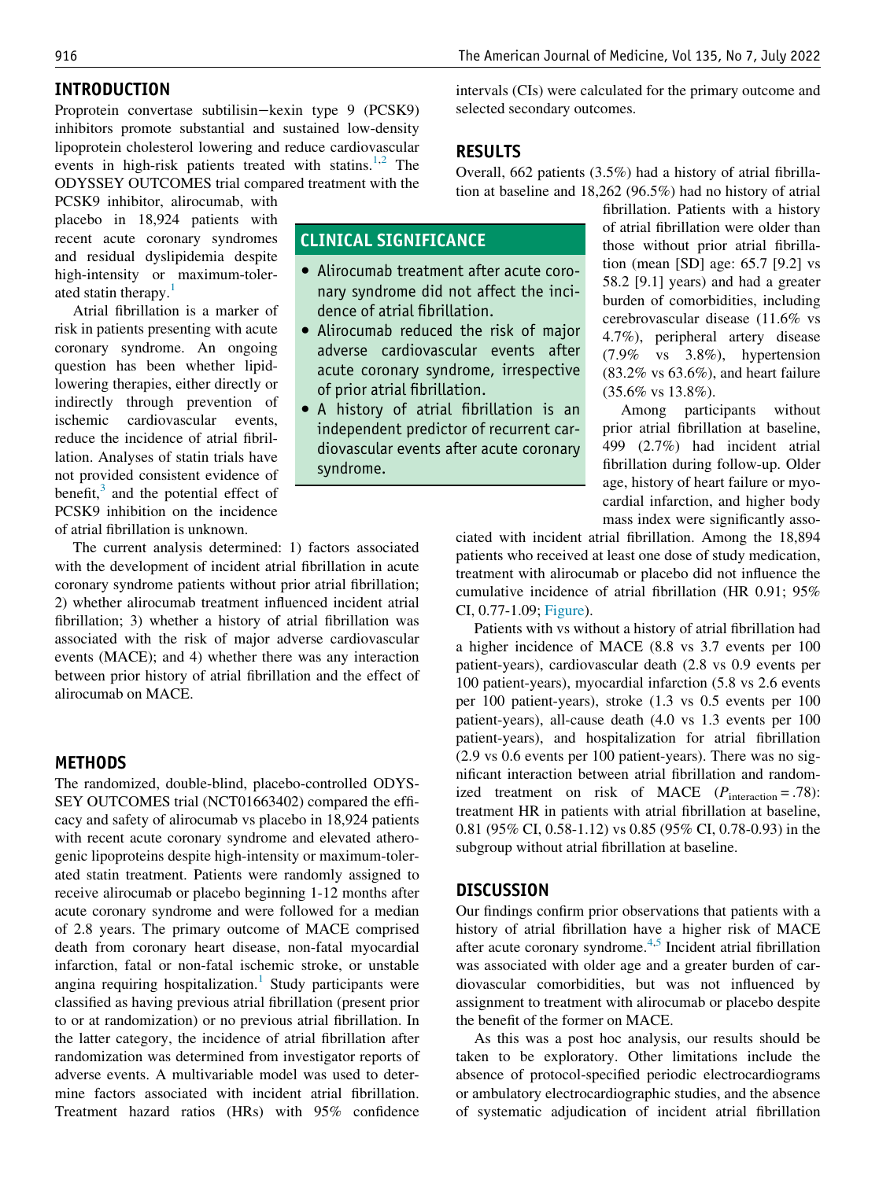## INTRODUCTION

Proprotein convertase subtilisin–kexin type 9 (PCSK9) inhibitors promote substantial and sustained low-density lipoprotein cholesterol lowering and reduce cardiovascular events in high-risk patients treated with statins.[1,2] The ODYSSEY OUTCOMES trial compared treatment with the PCSK9 inhibitor, alirocumab, with placebo in 18,924 patients with recent acute coronary syndromes and residual dyslipidemia despite high-intensity or maximum-tolerated statin therapy.[1]

Atrial fibrillation is a marker of risk in patients presenting with acute coronary syndrome. An ongoing question has been whether lipid-lowering therapies, either directly or indirectly through prevention of ischemic cardiovascular events, reduce the incidence of atrial fibrillation. Analyses of statin trials have not provided consistent evidence of benefit,[3] and the potential effect of PCSK9 inhibition on the incidence of atrial fibrillation is unknown.

The current analysis determined: 1) factors associated with the development of incident atrial fibrillation in acute coronary syndrome patients without prior atrial fibrillation; 2) whether alirocumab treatment influenced incident atrial fibrillation; 3) whether a history of atrial fibrillation was associated with the risk of major adverse cardiovascular events (MACE); and 4) whether there was any interaction between prior history of atrial fibrillation and the effect of alirocumab on MACE.

## CLINICAL SIGNIFICANCE

- Alirocumab treatment after acute coronary syndrome did not affect the incidence of atrial fibrillation.
- Alirocumab reduced the risk of major adverse cardiovascular events after acute coronary syndrome, irrespective of prior atrial fibrillation.
- A history of atrial fibrillation is an independent predictor of recurrent cardiovascular events after acute coronary syndrome.

## METHODS

The randomized, double-blind, placebo-controlled ODYSSEY OUTCOMES trial (NCT01663402) compared the efficacy and safety of alirocumab vs placebo in 18,924 patients with recent acute coronary syndrome and elevated atherogenic lipoproteins despite high-intensity or maximum-tolerated statin treatment. Patients were randomly assigned to receive alirocumab or placebo beginning 1-12 months after acute coronary syndrome and were followed for a median of 2.8 years. The primary outcome of MACE comprised death from coronary heart disease, non-fatal myocardial infarction, fatal or non-fatal ischemic stroke, or unstable angina requiring hospitalization.[1] Study participants were classified as having previous atrial fibrillation (present prior to or at randomization) or no previous atrial fibrillation. In the latter category, the incidence of atrial fibrillation after randomization was determined from investigator reports of adverse events. A multivariable model was used to determine factors associated with incident atrial fibrillation. Treatment hazard ratios (HRs) with 95% confidence intervals (CIs) were calculated for the primary outcome and selected secondary outcomes.

## RESULTS

Overall, 662 patients (3.5%) had a history of atrial fibrillation at baseline and 18,262 (96.5%) had no history of atrial fibrillation. Patients with a history of atrial fibrillation were older than those without prior atrial fibrillation (mean [SD] age: 65.7 [9.2] vs 58.2 [9.1] years) and had a greater burden of comorbidities, including cerebrovascular disease (11.6% vs 4.7%), peripheral artery disease (7.9% vs 3.8%), hypertension (83.2% vs 63.6%), and heart failure (35.6% vs 13.8%).

Among participants without prior atrial fibrillation at baseline, 499 (2.7%) had incident atrial fibrillation during follow-up. Older age, history of heart failure or myocardial infarction, and higher body mass index were significantly associated with incident atrial fibrillation. Among the 18,894 patients who received at least one dose of study medication, treatment with alirocumab or placebo did not influence the cumulative incidence of atrial fibrillation (HR 0.91; 95% CI, 0.77-1.09; Figure).

Patients with vs without a history of atrial fibrillation had a higher incidence of MACE (8.8 vs 3.7 events per 100 patient-years), cardiovascular death (2.8 vs 0.9 events per 100 patient-years), myocardial infarction (5.8 vs 2.6 events per 100 patient-years), stroke (1.3 vs 0.5 events per 100 patient-years), all-cause death (4.0 vs 1.3 events per 100 patient-years), and hospitalization for atrial fibrillation (2.9 vs 0.6 events per 100 patient-years). There was no significant interaction between atrial fibrillation and randomized treatment on risk of MACE ($P_{\text{interaction}} = .78$): treatment HR in patients with atrial fibrillation at baseline, 0.81 (95% CI, 0.58-1.12) vs 0.85 (95% CI, 0.78-0.93) in the subgroup without atrial fibrillation at baseline.

## DISCUSSION

Our findings confirm prior observations that patients with a history of atrial fibrillation have a higher risk of MACE after acute coronary syndrome.[4,5] Incident atrial fibrillation was associated with older age and a greater burden of cardiovascular comorbidities, but was not influenced by assignment to treatment with alirocumab or placebo despite the benefit of the former on MACE.

As this was a post hoc analysis, our results should be taken to be exploratory. Other limitations include the absence of protocol-specified periodic electrocardiograms or ambulatory electrocardiographic studies, and the absence of systematic adjudication of incident atrial fibrillation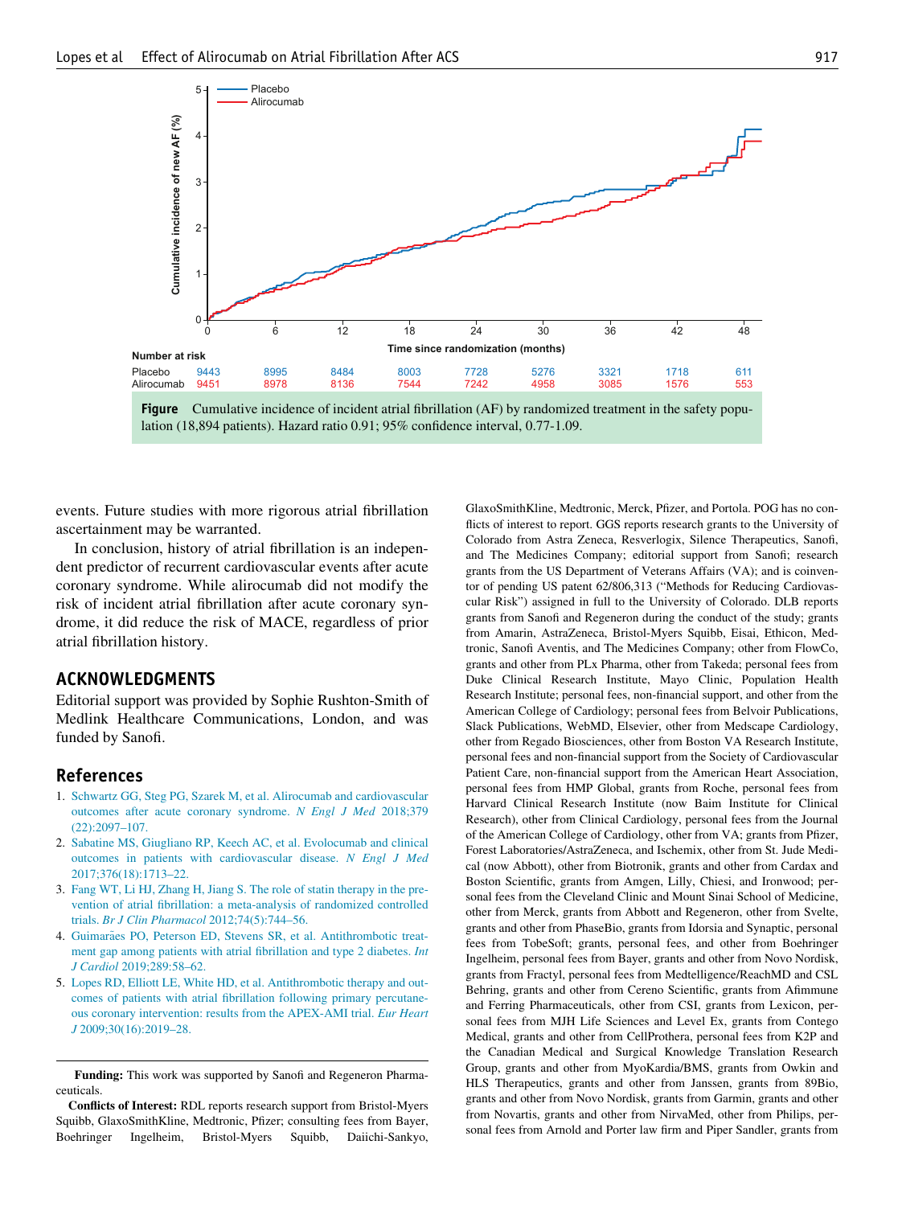| Number at risk | 0 | 6 | 12 | 18 | 24 | 30 | 36 | 42 | 48 |
|---|---|---|---|---|---|---|---|---|---|
| Placebo | 9443 | 8995 | 8484 | 8003 | 7728 | 5276 | 3321 | 1718 | 611 |
| Alirocumab | 9451 | 8978 | 8136 | 7544 | 7242 | 4958 | 3085 | 1576 | 553 |

**Figure** Cumulative incidence of incident atrial fibrillation (AF) by randomized treatment in the safety population (18,894 patients). Hazard ratio 0.91; 95% confidence interval, 0.77-1.09.

events. Future studies with more rigorous atrial fibrillation ascertainment may be warranted.

In conclusion, history of atrial fibrillation is an independent predictor of recurrent cardiovascular events after acute coronary syndrome. While alirocumab did not modify the risk of incident atrial fibrillation after acute coronary syndrome, it did reduce the risk of MACE, regardless of prior atrial fibrillation history.

## ACKNOWLEDGMENTS

Editorial support was provided by Sophie Rushton-Smith of Medlink Healthcare Communications, London, and was funded by Sanofi.

## References

1. Schwartz GG, Steg PG, Szarek M, et al. Alirocumab and cardiovascular outcomes after acute coronary syndrome. *N Engl J Med* 2018;379(22):2097–107.
2. Sabatine MS, Giugliano RP, Keech AC, et al. Evolocumab and clinical outcomes in patients with cardiovascular disease. *N Engl J Med* 2017;376(18):1713–22.
3. Fang WT, Li HJ, Zhang H, Jiang S. The role of statin therapy in the prevention of atrial fibrillation: a meta-analysis of randomized controlled trials. *Br J Clin Pharmacol* 2012;74(5):744–56.
4. Guimarães PO, Peterson ED, Stevens SR, et al. Antithrombotic treatment gap among patients with atrial fibrillation and type 2 diabetes. *Int J Cardiol* 2019;289:58–62.
5. Lopes RD, Elliott LE, White HD, et al. Antithrombotic therapy and outcomes of patients with atrial fibrillation following primary percutaneous coronary intervention: results from the APEX-AMI trial. *Eur Heart J* 2009;30(16):2019–28.

**Funding:** This work was supported by Sanofi and Regeneron Pharmaceuticals.

**Conflicts of Interest:** RDL reports research support from Bristol-Myers Squibb, GlaxoSmithKline, Medtronic, Pfizer; consulting fees from Bayer, Boehringer Ingelheim, Bristol-Myers Squibb, Daiichi-Sankyo, GlaxoSmithKline, Medtronic, Merck, Pfizer, and Portola. POG has no conflicts of interest to report. GGS reports research grants to the University of Colorado from Astra Zeneca, Resverlogix, Silence Therapeutics, Sanofi, and The Medicines Company; editorial support from Sanofi; research grants from the US Department of Veterans Affairs (VA); and is coinventor of pending US patent 62/806,313 ("Methods for Reducing Cardiovascular Risk") assigned in full to the University of Colorado. DLB reports grants from Sanofi and Regeneron during the conduct of the study; grants from Amarin, AstraZeneca, Bristol-Myers Squibb, Eisai, Ethicon, Medtronic, Sanofi Aventis, and The Medicines Company; other from FlowCo, grants and other from PLx Pharma, other from Takeda; personal fees from Duke Clinical Research Institute, Mayo Clinic, Population Health Research Institute; personal fees, non-financial support, and other from the American College of Cardiology; personal fees from Belvoir Publications, Slack Publications, WebMD, Elsevier, other from Medscape Cardiology, other from Regado Biosciences, other from Boston VA Research Institute, personal fees and non-financial support from the Society of Cardiovascular Patient Care, non-financial support from the American Heart Association, personal fees from HMP Global, grants from Roche, personal fees from Harvard Clinical Research Institute (now Baim Institute for Clinical Research), other from Clinical Cardiology, personal fees from the Journal of the American College of Cardiology, other from VA; grants from Pfizer, Forest Laboratories/AstraZeneca, and Ischemix, other from St. Jude Medical (now Abbott), other from Biotronik, grants and other from Cardax and Boston Scientific, grants from Amgen, Lilly, Chiesi, and Ironwood; personal fees from the Cleveland Clinic and Mount Sinai School of Medicine, other from Merck, grants from Abbott and Regeneron, other from Svelte, grants and other from PhaseBio, grants from Idorsia and Synaptic, personal fees from TobeSoft; grants, personal fees, and other from Boehringer Ingelheim, personal fees from Bayer, grants and other from Novo Nordisk, grants from Fractyl, personal fees from Medtelligence/ReachMD and CSL Behring, grants and other from Cereno Scientific, grants from Afimmune and Ferring Pharmaceuticals, other from CSI, grants from Lexicon, personal fees from MJH Life Sciences and Level Ex, grants from Contego Medical, grants and other from CellProthera, personal fees from K2P and the Canadian Medical and Surgical Knowledge Translation Research Group, grants and other from MyoKardia/BMS, grants from Owkin and HLS Therapeutics, grants and other from Janssen, grants from 89Bio, grants and other from Novo Nordisk, grants from Garmin, grants and other from Novartis, grants and other from NirvaMed, other from Philips, personal fees from Arnold and Porter law firm and Piper Sandler, grants from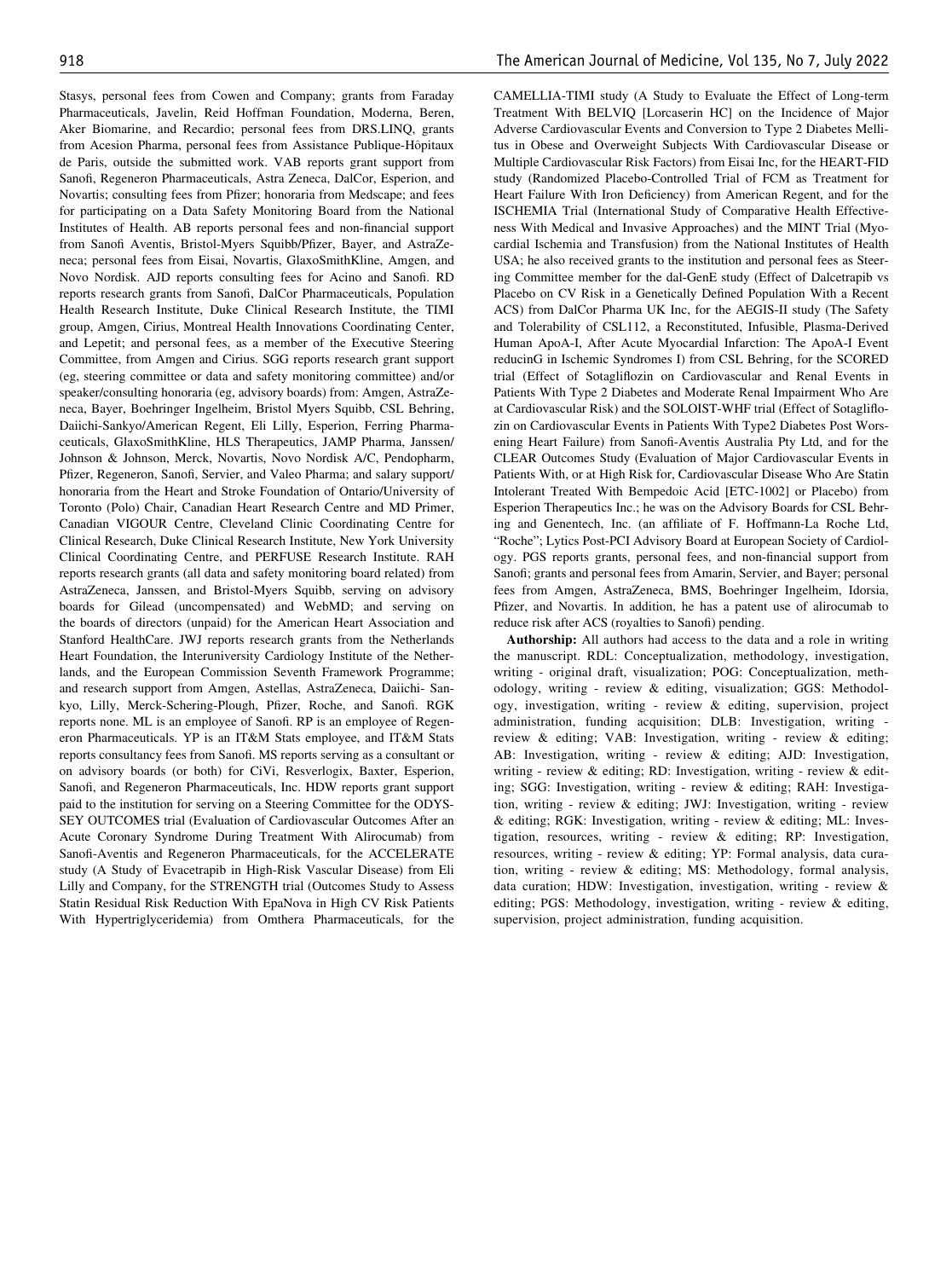Stasys, personal fees from Cowen and Company; grants from Faraday Pharmaceuticals, Javelin, Reid Hoffman Foundation, Moderna, Beren, Aker Biomarine, and Recardio; personal fees from DRS.LINQ, grants from Acesion Pharma, personal fees from Assistance Publique-Hôpitaux de Paris, outside the submitted work. VAB reports grant support from Sanofi, Regeneron Pharmaceuticals, Astra Zeneca, DalCor, Esperion, and Novartis; consulting fees from Pfizer; honoraria from Medscape; and fees for participating on a Data Safety Monitoring Board from the National Institutes of Health. AB reports personal fees and non-financial support from Sanofi Aventis, Bristol-Myers Squibb/Pfizer, Bayer, and AstraZeneca; personal fees from Eisai, Novartis, GlaxoSmithKline, Amgen, and Novo Nordisk. AJD reports consulting fees for Acino and Sanofi. RD reports research grants from Sanofi, DalCor Pharmaceuticals, Population Health Research Institute, Duke Clinical Research Institute, the TIMI group, Amgen, Cirius, Montreal Health Innovations Coordinating Center, and Lepetit; and personal fees, as a member of the Executive Steering Committee, from Amgen and Cirius. SGG reports research grant support (eg, steering committee or data and safety monitoring committee) and/or speaker/consulting honoraria (eg, advisory boards) from: Amgen, AstraZeneca, Bayer, Boehringer Ingelheim, Bristol Myers Squibb, CSL Behring, Daiichi-Sankyo/American Regent, Eli Lilly, Esperion, Ferring Pharmaceuticals, GlaxoSmithKline, HLS Therapeutics, JAMP Pharma, Janssen/Johnson & Johnson, Merck, Novartis, Novo Nordisk A/C, Pendopharm, Pfizer, Regeneron, Sanofi, Servier, and Valeo Pharma; and salary support/honoraria from the Heart and Stroke Foundation of Ontario/University of Toronto (Polo) Chair, Canadian Heart Research Centre and MD Primer, Canadian VIGOUR Centre, Cleveland Clinic Coordinating Centre for Clinical Research, Duke Clinical Research Institute, New York University Clinical Coordinating Centre, and PERFUSE Research Institute. RAH reports research grants (all data and safety monitoring board related) from AstraZeneca, Janssen, and Bristol-Myers Squibb, serving on advisory boards for Gilead (uncompensated) and WebMD; and serving on the boards of directors (unpaid) for the American Heart Association and Stanford HealthCare. JWJ reports research grants from the Netherlands Heart Foundation, the Interuniversity Cardiology Institute of the Netherlands, and the European Commission Seventh Framework Programme; and research support from Amgen, Astellas, AstraZeneca, Daiichi- Sankyo, Lilly, Merck-Schering-Plough, Pfizer, Roche, and Sanofi. RGK reports none. ML is an employee of Sanofi. RP is an employee of Regeneron Pharmaceuticals. YP is an IT&M Stats employee, and IT&M Stats reports consultancy fees from Sanofi. MS reports serving as a consultant or on advisory boards (or both) for CiVi, Resverlogix, Baxter, Esperion, Sanofi, and Regeneron Pharmaceuticals, Inc. HDW reports grant support paid to the institution for serving on a Steering Committee for the ODYSSEY OUTCOMES trial (Evaluation of Cardiovascular Outcomes After an Acute Coronary Syndrome During Treatment With Alirocumab) from Sanofi-Aventis and Regeneron Pharmaceuticals, for the ACCELERATE study (A Study of Evacetrapib in High-Risk Vascular Disease) from Eli Lilly and Company, for the STRENGTH trial (Outcomes Study to Assess Statin Residual Risk Reduction With EpaNova in High CV Risk Patients With Hypertriglyceridemia) from Omthera Pharmaceuticals, for the CAMELLIA-TIMI study (A Study to Evaluate the Effect of Long-term Treatment With BELVIQ [Lorcaserin HC] on the Incidence of Major Adverse Cardiovascular Events and Conversion to Type 2 Diabetes Mellitus in Obese and Overweight Subjects With Cardiovascular Disease or Multiple Cardiovascular Risk Factors) from Eisai Inc, for the HEART-FID study (Randomized Placebo-Controlled Trial of FCM as Treatment for Heart Failure With Iron Deficiency) from American Regent, and for the ISCHEMIA Trial (International Study of Comparative Health Effectiveness With Medical and Invasive Approaches) and the MINT Trial (Myocardial Ischemia and Transfusion) from the National Institutes of Health USA; he also received grants to the institution and personal fees as Steering Committee member for the dal-GenE study (Effect of Dalcetrapib vs Placebo on CV Risk in a Genetically Defined Population With a Recent ACS) from DalCor Pharma UK Inc, for the AEGIS-II study (The Safety and Tolerability of CSL112, a Reconstituted, Infusible, Plasma-Derived Human ApoA-I, After Acute Myocardial Infarction: The ApoA-I Event reducinG in Ischemic Syndromes I) from CSL Behring, for the SCORED trial (Effect of Sotagliflozin on Cardiovascular and Renal Events in Patients With Type 2 Diabetes and Moderate Renal Impairment Who Are at Cardiovascular Risk) and the SOLOIST-WHF trial (Effect of Sotagliflozin on Cardiovascular Events in Patients With Type2 Diabetes Post Worsening Heart Failure) from Sanofi-Aventis Australia Pty Ltd, and for the CLEAR Outcomes Study (Evaluation of Major Cardiovascular Events in Patients With, or at High Risk for, Cardiovascular Disease Who Are Statin Intolerant Treated With Bempedoic Acid [ETC-1002] or Placebo) from Esperion Therapeutics Inc.; he was on the Advisory Boards for CSL Behring and Genentech, Inc. (an affiliate of F. Hoffmann-La Roche Ltd, "Roche"; Lytics Post-PCI Advisory Board at European Society of Cardiology. PGS reports grants, personal fees, and non-financial support from Sanofi; grants and personal fees from Amarin, Servier, and Bayer; personal fees from Amgen, AstraZeneca, BMS, Boehringer Ingelheim, Idorsia, Pfizer, and Novartis. In addition, he has a patent use of alirocumab to reduce risk after ACS (royalties to Sanofi) pending.

**Authorship:** All authors had access to the data and a role in writing the manuscript. RDL: Conceptualization, methodology, investigation, writing - original draft, visualization; POG: Conceptualization, methodology, writing - review & editing, visualization; GGS: Methodology, investigation, writing - review & editing, supervision, project administration, funding acquisition; DLB: Investigation, writing - review & editing; VAB: Investigation, writing - review & editing; AB: Investigation, writing - review & editing; AJD: Investigation, writing - review & editing; RD: Investigation, writing - review & editing; SGG: Investigation, writing - review & editing; RAH: Investigation, writing - review & editing; JWJ: Investigation, writing - review & editing; RGK: Investigation, writing - review & editing; ML: Investigation, resources, writing - review & editing; RP: Investigation, resources, writing - review & editing; YP: Formal analysis, data curation, writing - review & editing; MS: Methodology, formal analysis, data curation; HDW: Investigation, investigation, writing - review & editing; PGS: Methodology, investigation, writing - review & editing, supervision, project administration, funding acquisition.